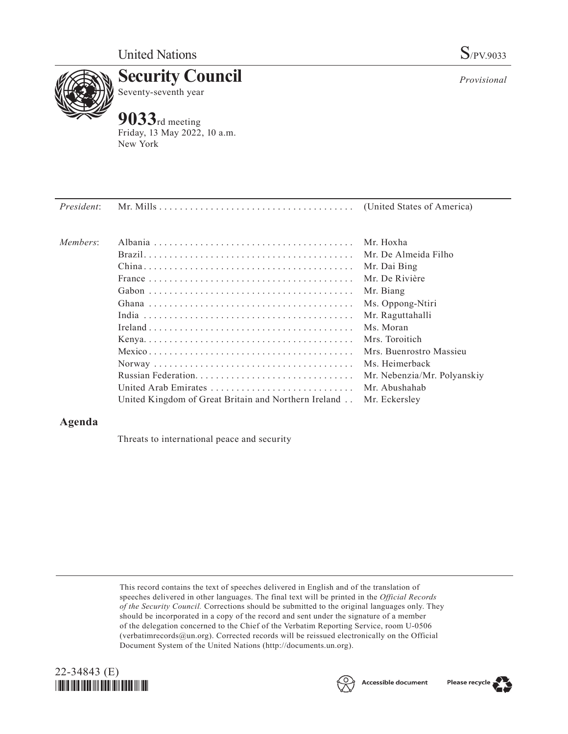United Nations

S/PV.9033

# Security Council

Seventy-seventh year

*Provisional*

## 9033rd meeting

Friday, 13 May 2022, 10 a.m.
New York

| | | |
|---|---|---|
| *President*: | Mr. Mills | (United States of America) |
| *Members*: | Albania | Mr. Hoxha |
| | Brazil | Mr. De Almeida Filho |
| | China | Mr. Dai Bing |
| | France | Mr. De Rivière |
| | Gabon | Mr. Biang |
| | Ghana | Ms. Oppong-Ntiri |
| | India | Mr. Raguttahalli |
| | Ireland | Ms. Moran |
| | Kenya | Mrs. Toroitich |
| | Mexico | Mrs. Buenrostro Massieu |
| | Norway | Ms. Heimerback |
| | Russian Federation | Mr. Nebenzia/Mr. Polyanskiy |
| | United Arab Emirates | Mr. Abushahab |
| | United Kingdom of Great Britain and Northern Ireland | Mr. Eckersley |

## Agenda

Threats to international peace and security

This record contains the text of speeches delivered in English and of the translation of speeches delivered in other languages. The final text will be printed in the *Official Records of the Security Council.* Corrections should be submitted to the original languages only. They should be incorporated in a copy of the record and sent under the signature of a member of the delegation concerned to the Chief of the Verbatim Reporting Service, room U-0506 (verbatimrecords@un.org). Corrected records will be reissued electronically on the Official Document System of the United Nations (http://documents.un.org).

22-34843 (E)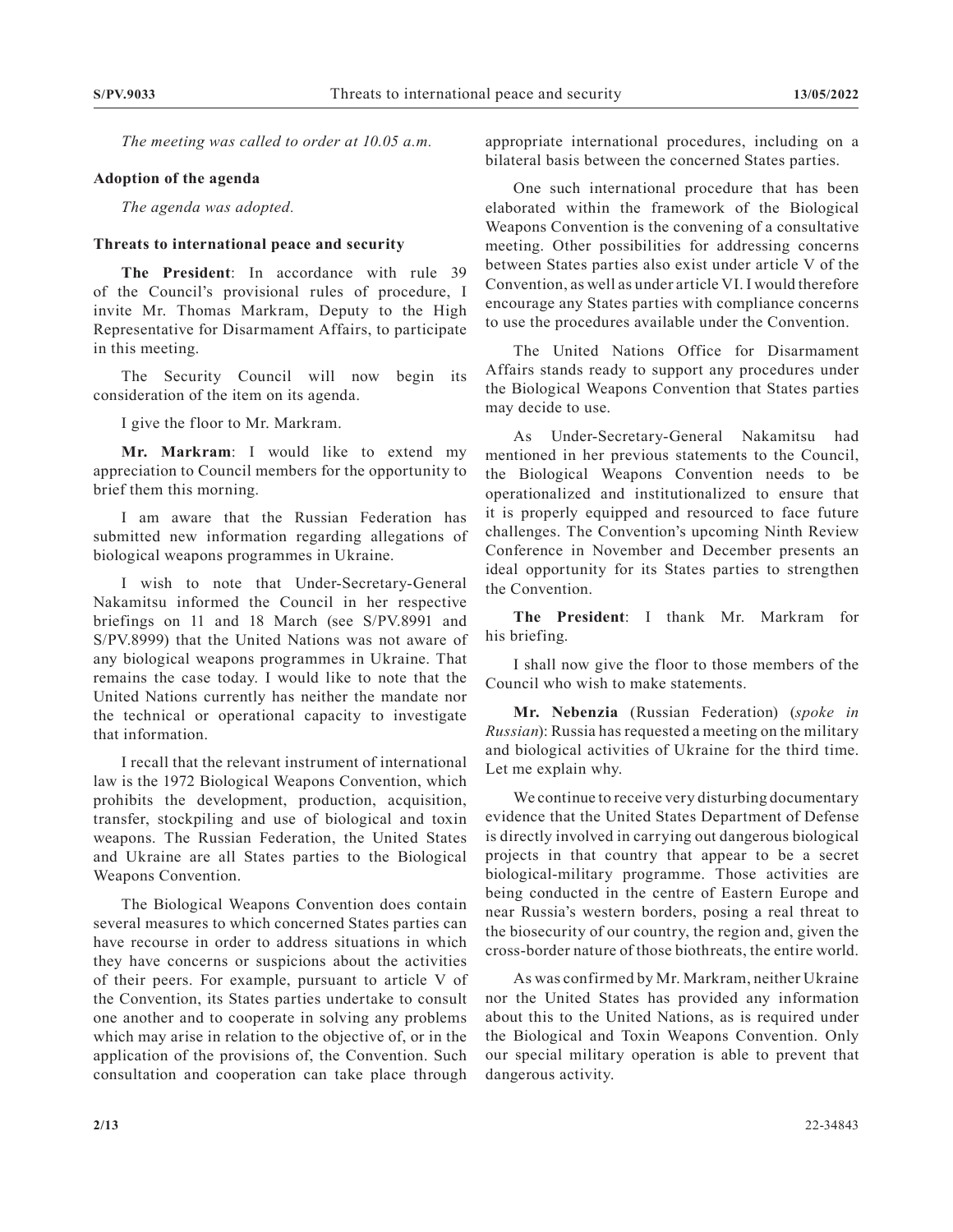*The meeting was called to order at 10.05 a.m.*

**Adoption of the agenda**

*The agenda was adopted.*

**Threats to international peace and security**

**The President**: In accordance with rule 39 of the Council's provisional rules of procedure, I invite Mr. Thomas Markram, Deputy to the High Representative for Disarmament Affairs, to participate in this meeting.

The Security Council will now begin its consideration of the item on its agenda.

I give the floor to Mr. Markram.

**Mr. Markram**: I would like to extend my appreciation to Council members for the opportunity to brief them this morning.

I am aware that the Russian Federation has submitted new information regarding allegations of biological weapons programmes in Ukraine.

I wish to note that Under-Secretary-General Nakamitsu informed the Council in her respective briefings on 11 and 18 March (see S/PV.8991 and S/PV.8999) that the United Nations was not aware of any biological weapons programmes in Ukraine. That remains the case today. I would like to note that the United Nations currently has neither the mandate nor the technical or operational capacity to investigate that information.

I recall that the relevant instrument of international law is the 1972 Biological Weapons Convention, which prohibits the development, production, acquisition, transfer, stockpiling and use of biological and toxin weapons. The Russian Federation, the United States and Ukraine are all States parties to the Biological Weapons Convention.

The Biological Weapons Convention does contain several measures to which concerned States parties can have recourse in order to address situations in which they have concerns or suspicions about the activities of their peers. For example, pursuant to article V of the Convention, its States parties undertake to consult one another and to cooperate in solving any problems which may arise in relation to the objective of, or in the application of the provisions of, the Convention. Such consultation and cooperation can take place through appropriate international procedures, including on a bilateral basis between the concerned States parties.

One such international procedure that has been elaborated within the framework of the Biological Weapons Convention is the convening of a consultative meeting. Other possibilities for addressing concerns between States parties also exist under article V of the Convention, as well as under article VI. I would therefore encourage any States parties with compliance concerns to use the procedures available under the Convention.

The United Nations Office for Disarmament Affairs stands ready to support any procedures under the Biological Weapons Convention that States parties may decide to use.

As Under-Secretary-General Nakamitsu had mentioned in her previous statements to the Council, the Biological Weapons Convention needs to be operationalized and institutionalized to ensure that it is properly equipped and resourced to face future challenges. The Convention's upcoming Ninth Review Conference in November and December presents an ideal opportunity for its States parties to strengthen the Convention.

**The President**: I thank Mr. Markram for his briefing.

I shall now give the floor to those members of the Council who wish to make statements.

**Mr. Nebenzia** (Russian Federation) (*spoke in Russian*): Russia has requested a meeting on the military and biological activities of Ukraine for the third time. Let me explain why.

We continue to receive very disturbing documentary evidence that the United States Department of Defense is directly involved in carrying out dangerous biological projects in that country that appear to be a secret biological-military programme. Those activities are being conducted in the centre of Eastern Europe and near Russia's western borders, posing a real threat to the biosecurity of our country, the region and, given the cross-border nature of those biothreats, the entire world.

As was confirmed by Mr. Markram, neither Ukraine nor the United States has provided any information about this to the United Nations, as is required under the Biological and Toxin Weapons Convention. Only our special military operation is able to prevent that dangerous activity.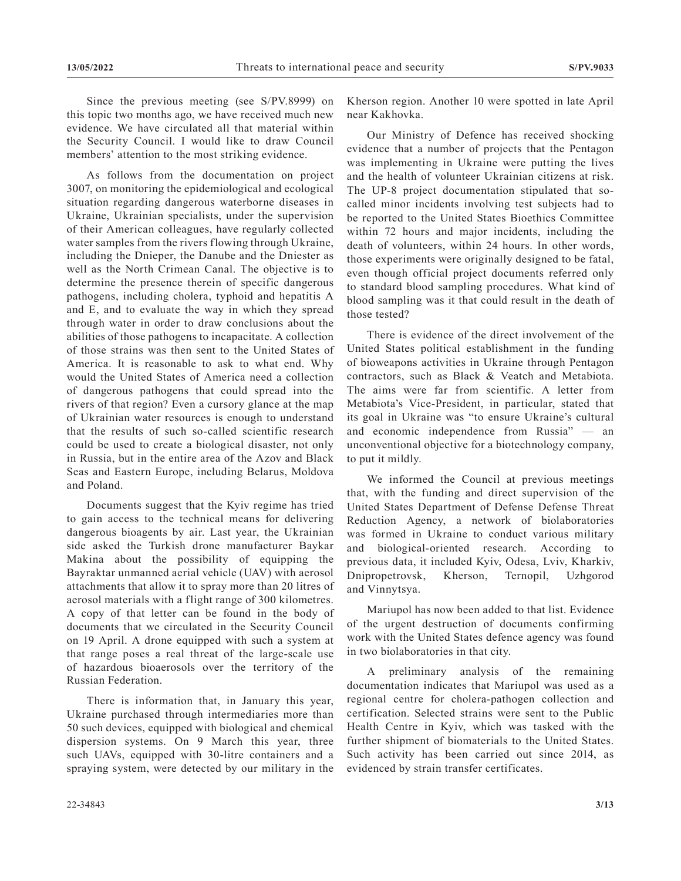Since the previous meeting (see S/PV.8999) on this topic two months ago, we have received much new evidence. We have circulated all that material within the Security Council. I would like to draw Council members' attention to the most striking evidence.

As follows from the documentation on project 3007, on monitoring the epidemiological and ecological situation regarding dangerous waterborne diseases in Ukraine, Ukrainian specialists, under the supervision of their American colleagues, have regularly collected water samples from the rivers flowing through Ukraine, including the Dnieper, the Danube and the Dniester as well as the North Crimean Canal. The objective is to determine the presence therein of specific dangerous pathogens, including cholera, typhoid and hepatitis A and E, and to evaluate the way in which they spread through water in order to draw conclusions about the abilities of those pathogens to incapacitate. A collection of those strains was then sent to the United States of America. It is reasonable to ask to what end. Why would the United States of America need a collection of dangerous pathogens that could spread into the rivers of that region? Even a cursory glance at the map of Ukrainian water resources is enough to understand that the results of such so-called scientific research could be used to create a biological disaster, not only in Russia, but in the entire area of the Azov and Black Seas and Eastern Europe, including Belarus, Moldova and Poland.

Documents suggest that the Kyiv regime has tried to gain access to the technical means for delivering dangerous bioagents by air. Last year, the Ukrainian side asked the Turkish drone manufacturer Baykar Makina about the possibility of equipping the Bayraktar unmanned aerial vehicle (UAV) with aerosol attachments that allow it to spray more than 20 litres of aerosol materials with a flight range of 300 kilometres. A copy of that letter can be found in the body of documents that we circulated in the Security Council on 19 April. A drone equipped with such a system at that range poses a real threat of the large-scale use of hazardous bioaerosols over the territory of the Russian Federation.

There is information that, in January this year, Ukraine purchased through intermediaries more than 50 such devices, equipped with biological and chemical dispersion systems. On 9 March this year, three such UAVs, equipped with 30-litre containers and a spraying system, were detected by our military in the Kherson region. Another 10 were spotted in late April near Kakhovka.

Our Ministry of Defence has received shocking evidence that a number of projects that the Pentagon was implementing in Ukraine were putting the lives and the health of volunteer Ukrainian citizens at risk. The UP-8 project documentation stipulated that so-called minor incidents involving test subjects had to be reported to the United States Bioethics Committee within 72 hours and major incidents, including the death of volunteers, within 24 hours. In other words, those experiments were originally designed to be fatal, even though official project documents referred only to standard blood sampling procedures. What kind of blood sampling was it that could result in the death of those tested?

There is evidence of the direct involvement of the United States political establishment in the funding of bioweapons activities in Ukraine through Pentagon contractors, such as Black & Veatch and Metabiota. The aims were far from scientific. A letter from Metabiota's Vice-President, in particular, stated that its goal in Ukraine was "to ensure Ukraine's cultural and economic independence from Russia" — an unconventional objective for a biotechnology company, to put it mildly.

We informed the Council at previous meetings that, with the funding and direct supervision of the United States Department of Defense Defense Threat Reduction Agency, a network of biolaboratories was formed in Ukraine to conduct various military and biological-oriented research. According to previous data, it included Kyiv, Odesa, Lviv, Kharkiv, Dnipropetrovsk, Kherson, Ternopil, Uzhgorod and Vinnytsya.

Mariupol has now been added to that list. Evidence of the urgent destruction of documents confirming work with the United States defence agency was found in two biolaboratories in that city.

A preliminary analysis of the remaining documentation indicates that Mariupol was used as a regional centre for cholera-pathogen collection and certification. Selected strains were sent to the Public Health Centre in Kyiv, which was tasked with the further shipment of biomaterials to the United States. Such activity has been carried out since 2014, as evidenced by strain transfer certificates.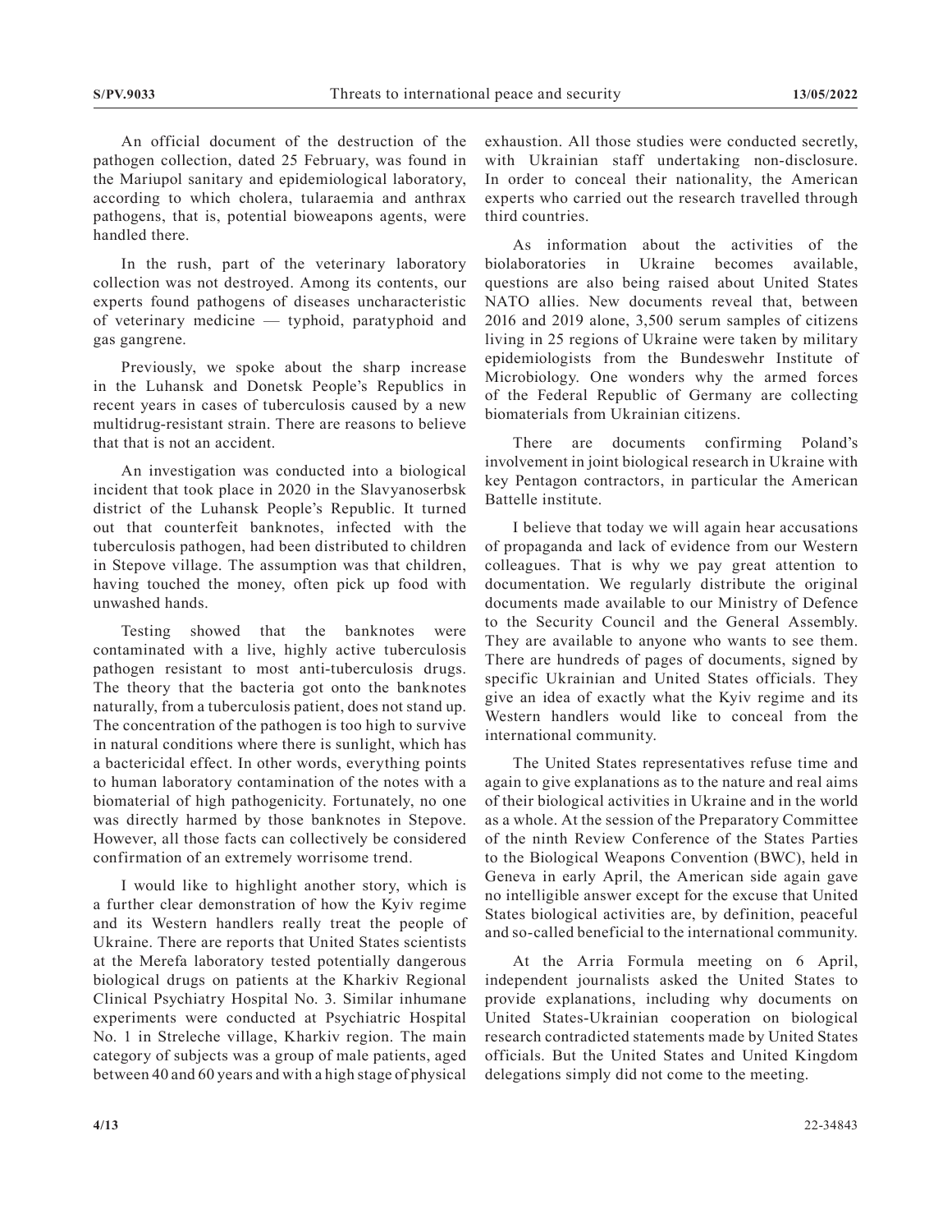An official document of the destruction of the pathogen collection, dated 25 February, was found in the Mariupol sanitary and epidemiological laboratory, according to which cholera, tularaemia and anthrax pathogens, that is, potential bioweapons agents, were handled there.

In the rush, part of the veterinary laboratory collection was not destroyed. Among its contents, our experts found pathogens of diseases uncharacteristic of veterinary medicine — typhoid, paratyphoid and gas gangrene.

Previously, we spoke about the sharp increase in the Luhansk and Donetsk People's Republics in recent years in cases of tuberculosis caused by a new multidrug-resistant strain. There are reasons to believe that that is not an accident.

An investigation was conducted into a biological incident that took place in 2020 in the Slavyanoserbsk district of the Luhansk People's Republic. It turned out that counterfeit banknotes, infected with the tuberculosis pathogen, had been distributed to children in Stepove village. The assumption was that children, having touched the money, often pick up food with unwashed hands.

Testing showed that the banknotes were contaminated with a live, highly active tuberculosis pathogen resistant to most anti-tuberculosis drugs. The theory that the bacteria got onto the banknotes naturally, from a tuberculosis patient, does not stand up. The concentration of the pathogen is too high to survive in natural conditions where there is sunlight, which has a bactericidal effect. In other words, everything points to human laboratory contamination of the notes with a biomaterial of high pathogenicity. Fortunately, no one was directly harmed by those banknotes in Stepove. However, all those facts can collectively be considered confirmation of an extremely worrisome trend.

I would like to highlight another story, which is a further clear demonstration of how the Kyiv regime and its Western handlers really treat the people of Ukraine. There are reports that United States scientists at the Merefa laboratory tested potentially dangerous biological drugs on patients at the Kharkiv Regional Clinical Psychiatry Hospital No. 3. Similar inhumane experiments were conducted at Psychiatric Hospital No. 1 in Streleche village, Kharkiv region. The main category of subjects was a group of male patients, aged between 40 and 60 years and with a high stage of physical exhaustion. All those studies were conducted secretly, with Ukrainian staff undertaking non-disclosure. In order to conceal their nationality, the American experts who carried out the research travelled through third countries.

As information about the activities of the biolaboratories in Ukraine becomes available, questions are also being raised about United States NATO allies. New documents reveal that, between 2016 and 2019 alone, 3,500 serum samples of citizens living in 25 regions of Ukraine were taken by military epidemiologists from the Bundeswehr Institute of Microbiology. One wonders why the armed forces of the Federal Republic of Germany are collecting biomaterials from Ukrainian citizens.

There are documents confirming Poland's involvement in joint biological research in Ukraine with key Pentagon contractors, in particular the American Battelle institute.

I believe that today we will again hear accusations of propaganda and lack of evidence from our Western colleagues. That is why we pay great attention to documentation. We regularly distribute the original documents made available to our Ministry of Defence to the Security Council and the General Assembly. They are available to anyone who wants to see them. There are hundreds of pages of documents, signed by specific Ukrainian and United States officials. They give an idea of exactly what the Kyiv regime and its Western handlers would like to conceal from the international community.

The United States representatives refuse time and again to give explanations as to the nature and real aims of their biological activities in Ukraine and in the world as a whole. At the session of the Preparatory Committee of the ninth Review Conference of the States Parties to the Biological Weapons Convention (BWC), held in Geneva in early April, the American side again gave no intelligible answer except for the excuse that United States biological activities are, by definition, peaceful and so-called beneficial to the international community.

At the Arria Formula meeting on 6 April, independent journalists asked the United States to provide explanations, including why documents on United States-Ukrainian cooperation on biological research contradicted statements made by United States officials. But the United States and United Kingdom delegations simply did not come to the meeting.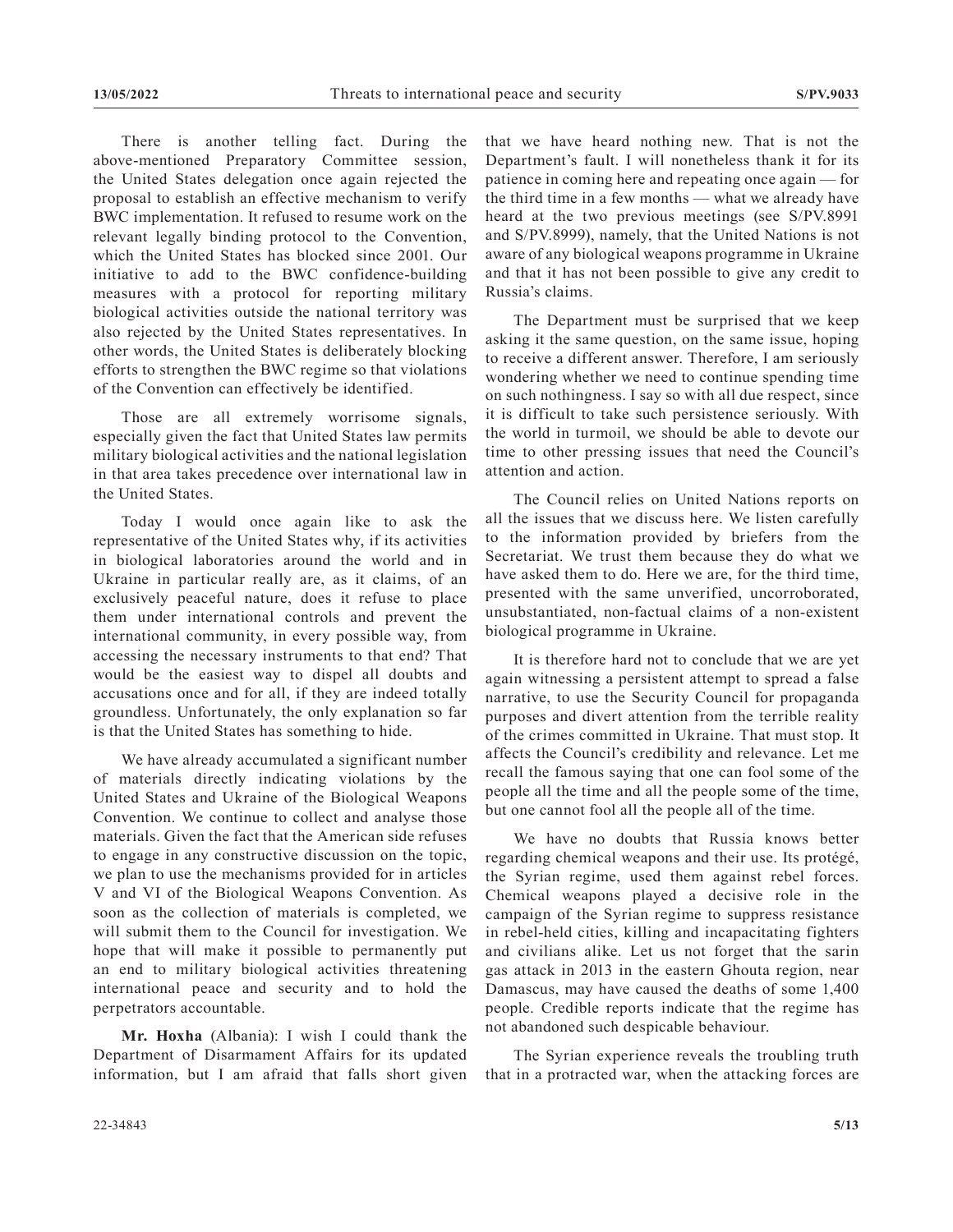There is another telling fact. During the above-mentioned Preparatory Committee session, the United States delegation once again rejected the proposal to establish an effective mechanism to verify BWC implementation. It refused to resume work on the relevant legally binding protocol to the Convention, which the United States has blocked since 2001. Our initiative to add to the BWC confidence-building measures with a protocol for reporting military biological activities outside the national territory was also rejected by the United States representatives. In other words, the United States is deliberately blocking efforts to strengthen the BWC regime so that violations of the Convention can effectively be identified.

Those are all extremely worrisome signals, especially given the fact that United States law permits military biological activities and the national legislation in that area takes precedence over international law in the United States.

Today I would once again like to ask the representative of the United States why, if its activities in biological laboratories around the world and in Ukraine in particular really are, as it claims, of an exclusively peaceful nature, does it refuse to place them under international controls and prevent the international community, in every possible way, from accessing the necessary instruments to that end? That would be the easiest way to dispel all doubts and accusations once and for all, if they are indeed totally groundless. Unfortunately, the only explanation so far is that the United States has something to hide.

We have already accumulated a significant number of materials directly indicating violations by the United States and Ukraine of the Biological Weapons Convention. We continue to collect and analyse those materials. Given the fact that the American side refuses to engage in any constructive discussion on the topic, we plan to use the mechanisms provided for in articles V and VI of the Biological Weapons Convention. As soon as the collection of materials is completed, we will submit them to the Council for investigation. We hope that will make it possible to permanently put an end to military biological activities threatening international peace and security and to hold the perpetrators accountable.

**Mr. Hoxha** (Albania): I wish I could thank the Department of Disarmament Affairs for its updated information, but I am afraid that falls short given that we have heard nothing new. That is not the Department's fault. I will nonetheless thank it for its patience in coming here and repeating once again — for the third time in a few months — what we already have heard at the two previous meetings (see S/PV.8991 and S/PV.8999), namely, that the United Nations is not aware of any biological weapons programme in Ukraine and that it has not been possible to give any credit to Russia's claims.

The Department must be surprised that we keep asking it the same question, on the same issue, hoping to receive a different answer. Therefore, I am seriously wondering whether we need to continue spending time on such nothingness. I say so with all due respect, since it is difficult to take such persistence seriously. With the world in turmoil, we should be able to devote our time to other pressing issues that need the Council's attention and action.

The Council relies on United Nations reports on all the issues that we discuss here. We listen carefully to the information provided by briefers from the Secretariat. We trust them because they do what we have asked them to do. Here we are, for the third time, presented with the same unverified, uncorroborated, unsubstantiated, non-factual claims of a non-existent biological programme in Ukraine.

It is therefore hard not to conclude that we are yet again witnessing a persistent attempt to spread a false narrative, to use the Security Council for propaganda purposes and divert attention from the terrible reality of the crimes committed in Ukraine. That must stop. It affects the Council's credibility and relevance. Let me recall the famous saying that one can fool some of the people all the time and all the people some of the time, but one cannot fool all the people all of the time.

We have no doubts that Russia knows better regarding chemical weapons and their use. Its protégé, the Syrian regime, used them against rebel forces. Chemical weapons played a decisive role in the campaign of the Syrian regime to suppress resistance in rebel-held cities, killing and incapacitating fighters and civilians alike. Let us not forget that the sarin gas attack in 2013 in the eastern Ghouta region, near Damascus, may have caused the deaths of some 1,400 people. Credible reports indicate that the regime has not abandoned such despicable behaviour.

The Syrian experience reveals the troubling truth that in a protracted war, when the attacking forces are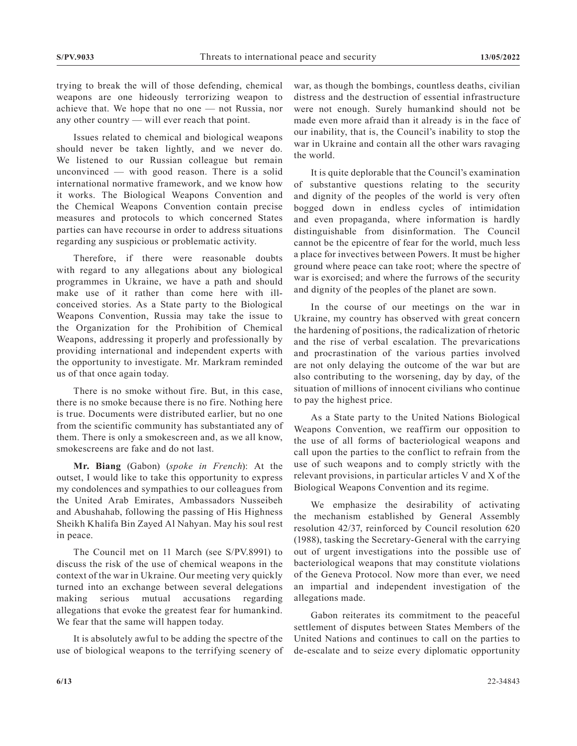trying to break the will of those defending, chemical weapons are one hideously terrorizing weapon to achieve that. We hope that no one — not Russia, nor any other country — will ever reach that point.

Issues related to chemical and biological weapons should never be taken lightly, and we never do. We listened to our Russian colleague but remain unconvinced — with good reason. There is a solid international normative framework, and we know how it works. The Biological Weapons Convention and the Chemical Weapons Convention contain precise measures and protocols to which concerned States parties can have recourse in order to address situations regarding any suspicious or problematic activity.

Therefore, if there were reasonable doubts with regard to any allegations about any biological programmes in Ukraine, we have a path and should make use of it rather than come here with ill-conceived stories. As a State party to the Biological Weapons Convention, Russia may take the issue to the Organization for the Prohibition of Chemical Weapons, addressing it properly and professionally by providing international and independent experts with the opportunity to investigate. Mr. Markram reminded us of that once again today.

There is no smoke without fire. But, in this case, there is no smoke because there is no fire. Nothing here is true. Documents were distributed earlier, but no one from the scientific community has substantiated any of them. There is only a smokescreen and, as we all know, smokescreens are fake and do not last.

**Mr. Biang** (Gabon) (*spoke in French*): At the outset, I would like to take this opportunity to express my condolences and sympathies to our colleagues from the United Arab Emirates, Ambassadors Nusseibeh and Abushahab, following the passing of His Highness Sheikh Khalifa Bin Zayed Al Nahyan. May his soul rest in peace.

The Council met on 11 March (see S/PV.8991) to discuss the risk of the use of chemical weapons in the context of the war in Ukraine. Our meeting very quickly turned into an exchange between several delegations making serious mutual accusations regarding allegations that evoke the greatest fear for humankind. We fear that the same will happen today.

It is absolutely awful to be adding the spectre of the use of biological weapons to the terrifying scenery of war, as though the bombings, countless deaths, civilian distress and the destruction of essential infrastructure were not enough. Surely humankind should not be made even more afraid than it already is in the face of our inability, that is, the Council's inability to stop the war in Ukraine and contain all the other wars ravaging the world.

It is quite deplorable that the Council's examination of substantive questions relating to the security and dignity of the peoples of the world is very often bogged down in endless cycles of intimidation and even propaganda, where information is hardly distinguishable from disinformation. The Council cannot be the epicentre of fear for the world, much less a place for invectives between Powers. It must be higher ground where peace can take root; where the spectre of war is exorcised; and where the furrows of the security and dignity of the peoples of the planet are sown.

In the course of our meetings on the war in Ukraine, my country has observed with great concern the hardening of positions, the radicalization of rhetoric and the rise of verbal escalation. The prevarications and procrastination of the various parties involved are not only delaying the outcome of the war but are also contributing to the worsening, day by day, of the situation of millions of innocent civilians who continue to pay the highest price.

As a State party to the United Nations Biological Weapons Convention, we reaffirm our opposition to the use of all forms of bacteriological weapons and call upon the parties to the conflict to refrain from the use of such weapons and to comply strictly with the relevant provisions, in particular articles V and X of the Biological Weapons Convention and its regime.

We emphasize the desirability of activating the mechanism established by General Assembly resolution 42/37, reinforced by Council resolution 620 (1988), tasking the Secretary-General with the carrying out of urgent investigations into the possible use of bacteriological weapons that may constitute violations of the Geneva Protocol. Now more than ever, we need an impartial and independent investigation of the allegations made.

Gabon reiterates its commitment to the peaceful settlement of disputes between States Members of the United Nations and continues to call on the parties to de-escalate and to seize every diplomatic opportunity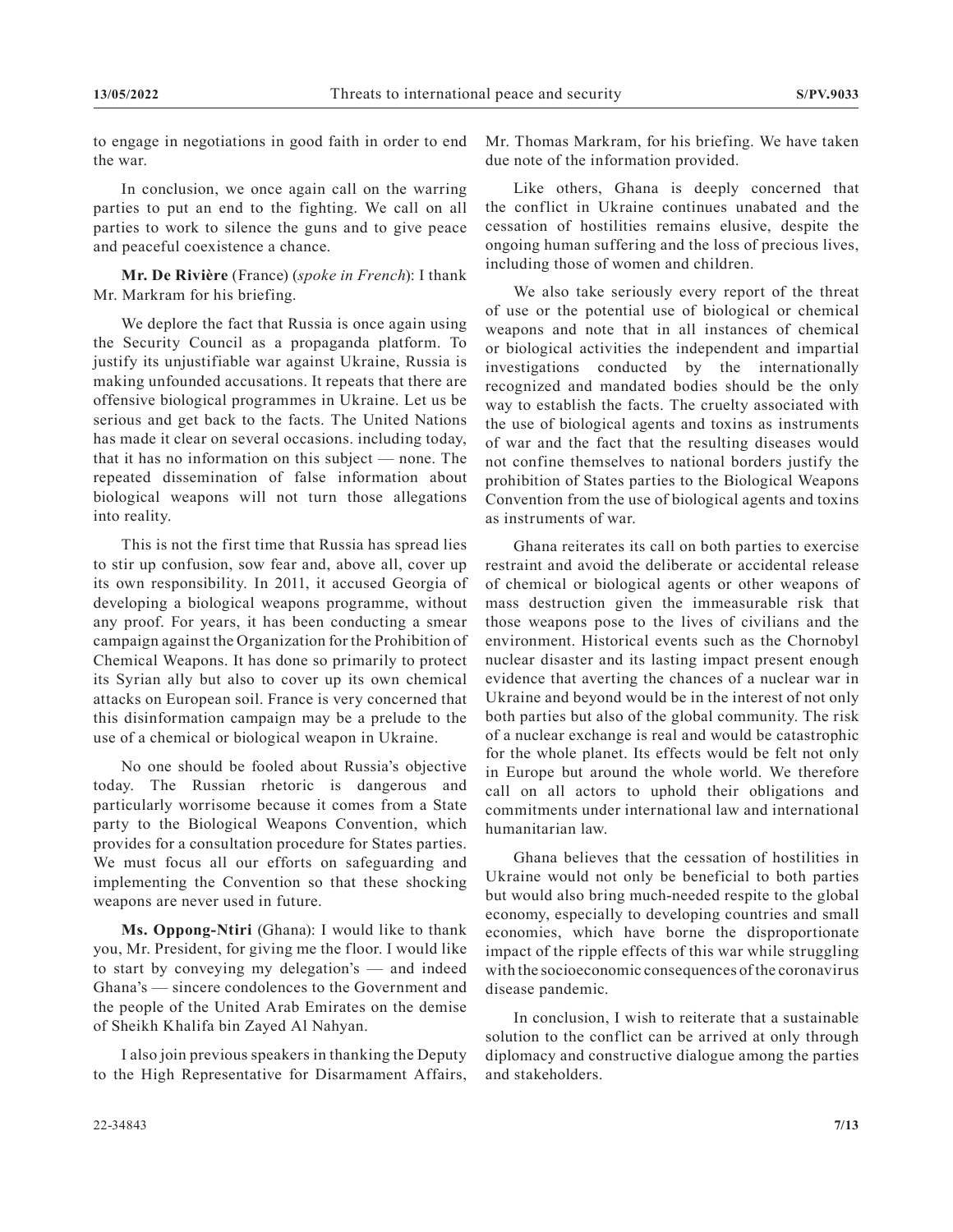to engage in negotiations in good faith in order to end the war.

In conclusion, we once again call on the warring parties to put an end to the fighting. We call on all parties to work to silence the guns and to give peace and peaceful coexistence a chance.

**Mr. De Rivière** (France) (*spoke in French*): I thank Mr. Markram for his briefing.

We deplore the fact that Russia is once again using the Security Council as a propaganda platform. To justify its unjustifiable war against Ukraine, Russia is making unfounded accusations. It repeats that there are offensive biological programmes in Ukraine. Let us be serious and get back to the facts. The United Nations has made it clear on several occasions. including today, that it has no information on this subject — none. The repeated dissemination of false information about biological weapons will not turn those allegations into reality.

This is not the first time that Russia has spread lies to stir up confusion, sow fear and, above all, cover up its own responsibility. In 2011, it accused Georgia of developing a biological weapons programme, without any proof. For years, it has been conducting a smear campaign against the Organization for the Prohibition of Chemical Weapons. It has done so primarily to protect its Syrian ally but also to cover up its own chemical attacks on European soil. France is very concerned that this disinformation campaign may be a prelude to the use of a chemical or biological weapon in Ukraine.

No one should be fooled about Russia's objective today. The Russian rhetoric is dangerous and particularly worrisome because it comes from a State party to the Biological Weapons Convention, which provides for a consultation procedure for States parties. We must focus all our efforts on safeguarding and implementing the Convention so that these shocking weapons are never used in future.

**Ms. Oppong-Ntiri** (Ghana): I would like to thank you, Mr. President, for giving me the floor. I would like to start by conveying my delegation's — and indeed Ghana's — sincere condolences to the Government and the people of the United Arab Emirates on the demise of Sheikh Khalifa bin Zayed Al Nahyan.

I also join previous speakers in thanking the Deputy to the High Representative for Disarmament Affairs, Mr. Thomas Markram, for his briefing. We have taken due note of the information provided.

Like others, Ghana is deeply concerned that the conflict in Ukraine continues unabated and the cessation of hostilities remains elusive, despite the ongoing human suffering and the loss of precious lives, including those of women and children.

We also take seriously every report of the threat of use or the potential use of biological or chemical weapons and note that in all instances of chemical or biological activities the independent and impartial investigations conducted by the internationally recognized and mandated bodies should be the only way to establish the facts. The cruelty associated with the use of biological agents and toxins as instruments of war and the fact that the resulting diseases would not confine themselves to national borders justify the prohibition of States parties to the Biological Weapons Convention from the use of biological agents and toxins as instruments of war.

Ghana reiterates its call on both parties to exercise restraint and avoid the deliberate or accidental release of chemical or biological agents or other weapons of mass destruction given the immeasurable risk that those weapons pose to the lives of civilians and the environment. Historical events such as the Chornobyl nuclear disaster and its lasting impact present enough evidence that averting the chances of a nuclear war in Ukraine and beyond would be in the interest of not only both parties but also of the global community. The risk of a nuclear exchange is real and would be catastrophic for the whole planet. Its effects would be felt not only in Europe but around the whole world. We therefore call on all actors to uphold their obligations and commitments under international law and international humanitarian law.

Ghana believes that the cessation of hostilities in Ukraine would not only be beneficial to both parties but would also bring much-needed respite to the global economy, especially to developing countries and small economies, which have borne the disproportionate impact of the ripple effects of this war while struggling with the socioeconomic consequences of the coronavirus disease pandemic.

In conclusion, I wish to reiterate that a sustainable solution to the conflict can be arrived at only through diplomacy and constructive dialogue among the parties and stakeholders.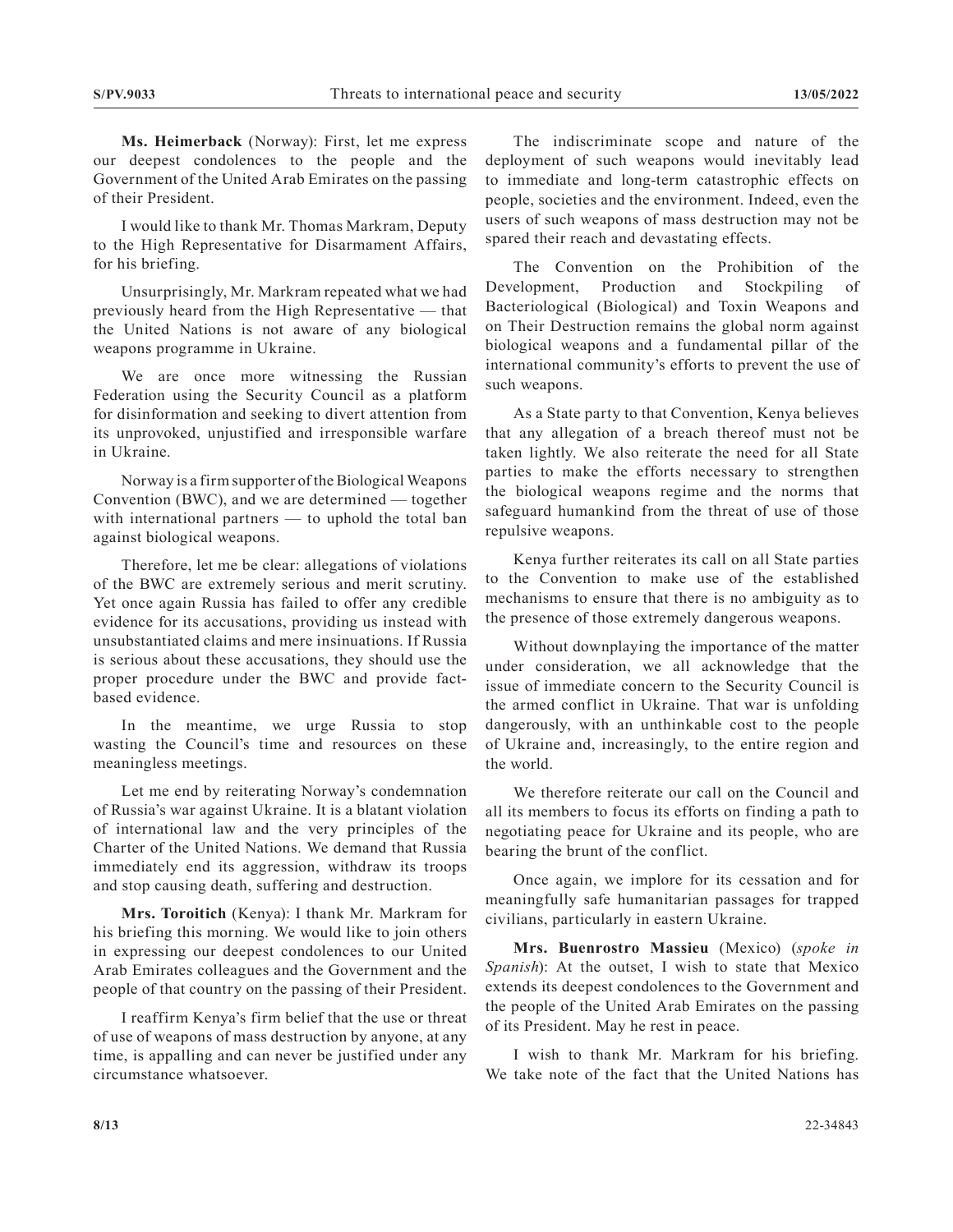**Ms. Heimerback** (Norway): First, let me express our deepest condolences to the people and the Government of the United Arab Emirates on the passing of their President.

I would like to thank Mr. Thomas Markram, Deputy to the High Representative for Disarmament Affairs, for his briefing.

Unsurprisingly, Mr. Markram repeated what we had previously heard from the High Representative — that the United Nations is not aware of any biological weapons programme in Ukraine.

We are once more witnessing the Russian Federation using the Security Council as a platform for disinformation and seeking to divert attention from its unprovoked, unjustified and irresponsible warfare in Ukraine.

Norway is a firm supporter of the Biological Weapons Convention (BWC), and we are determined — together with international partners — to uphold the total ban against biological weapons.

Therefore, let me be clear: allegations of violations of the BWC are extremely serious and merit scrutiny. Yet once again Russia has failed to offer any credible evidence for its accusations, providing us instead with unsubstantiated claims and mere insinuations. If Russia is serious about these accusations, they should use the proper procedure under the BWC and provide fact-based evidence.

In the meantime, we urge Russia to stop wasting the Council's time and resources on these meaningless meetings.

Let me end by reiterating Norway's condemnation of Russia's war against Ukraine. It is a blatant violation of international law and the very principles of the Charter of the United Nations. We demand that Russia immediately end its aggression, withdraw its troops and stop causing death, suffering and destruction.

**Mrs. Toroitich** (Kenya): I thank Mr. Markram for his briefing this morning. We would like to join others in expressing our deepest condolences to our United Arab Emirates colleagues and the Government and the people of that country on the passing of their President.

I reaffirm Kenya's firm belief that the use or threat of use of weapons of mass destruction by anyone, at any time, is appalling and can never be justified under any circumstance whatsoever.

The indiscriminate scope and nature of the deployment of such weapons would inevitably lead to immediate and long-term catastrophic effects on people, societies and the environment. Indeed, even the users of such weapons of mass destruction may not be spared their reach and devastating effects.

The Convention on the Prohibition of the Development, Production and Stockpiling of Bacteriological (Biological) and Toxin Weapons and on Their Destruction remains the global norm against biological weapons and a fundamental pillar of the international community's efforts to prevent the use of such weapons.

As a State party to that Convention, Kenya believes that any allegation of a breach thereof must not be taken lightly. We also reiterate the need for all State parties to make the efforts necessary to strengthen the biological weapons regime and the norms that safeguard humankind from the threat of use of those repulsive weapons.

Kenya further reiterates its call on all State parties to the Convention to make use of the established mechanisms to ensure that there is no ambiguity as to the presence of those extremely dangerous weapons.

Without downplaying the importance of the matter under consideration, we all acknowledge that the issue of immediate concern to the Security Council is the armed conflict in Ukraine. That war is unfolding dangerously, with an unthinkable cost to the people of Ukraine and, increasingly, to the entire region and the world.

We therefore reiterate our call on the Council and all its members to focus its efforts on finding a path to negotiating peace for Ukraine and its people, who are bearing the brunt of the conflict.

Once again, we implore for its cessation and for meaningfully safe humanitarian passages for trapped civilians, particularly in eastern Ukraine.

**Mrs. Buenrostro Massieu** (Mexico) (*spoke in Spanish*): At the outset, I wish to state that Mexico extends its deepest condolences to the Government and the people of the United Arab Emirates on the passing of its President. May he rest in peace.

I wish to thank Mr. Markram for his briefing. We take note of the fact that the United Nations has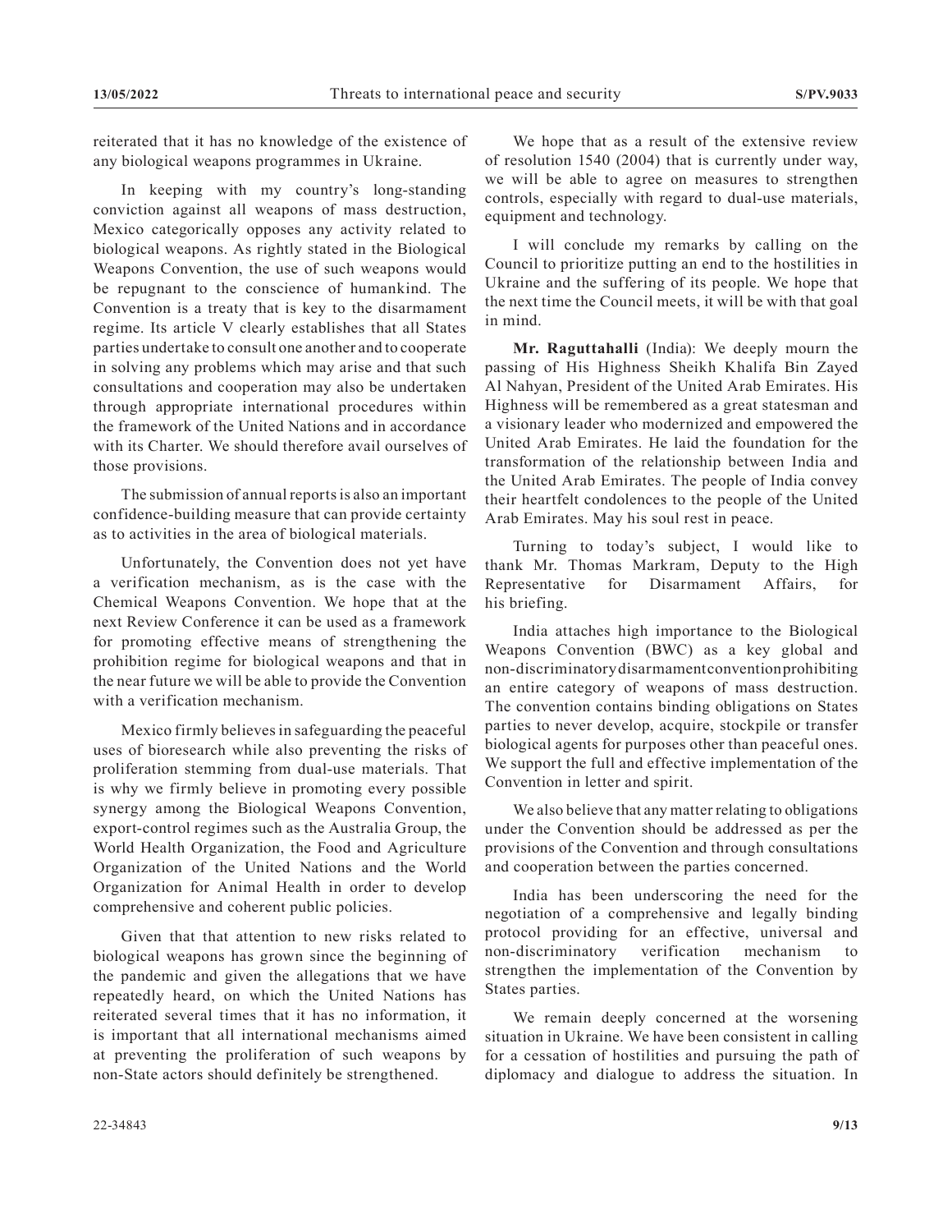reiterated that it has no knowledge of the existence of any biological weapons programmes in Ukraine.

In keeping with my country's long-standing conviction against all weapons of mass destruction, Mexico categorically opposes any activity related to biological weapons. As rightly stated in the Biological Weapons Convention, the use of such weapons would be repugnant to the conscience of humankind. The Convention is a treaty that is key to the disarmament regime. Its article V clearly establishes that all States parties undertake to consult one another and to cooperate in solving any problems which may arise and that such consultations and cooperation may also be undertaken through appropriate international procedures within the framework of the United Nations and in accordance with its Charter. We should therefore avail ourselves of those provisions.

The submission of annual reports is also an important confidence-building measure that can provide certainty as to activities in the area of biological materials.

Unfortunately, the Convention does not yet have a verification mechanism, as is the case with the Chemical Weapons Convention. We hope that at the next Review Conference it can be used as a framework for promoting effective means of strengthening the prohibition regime for biological weapons and that in the near future we will be able to provide the Convention with a verification mechanism.

Mexico firmly believes in safeguarding the peaceful uses of bioresearch while also preventing the risks of proliferation stemming from dual-use materials. That is why we firmly believe in promoting every possible synergy among the Biological Weapons Convention, export-control regimes such as the Australia Group, the World Health Organization, the Food and Agriculture Organization of the United Nations and the World Organization for Animal Health in order to develop comprehensive and coherent public policies.

Given that that attention to new risks related to biological weapons has grown since the beginning of the pandemic and given the allegations that we have repeatedly heard, on which the United Nations has reiterated several times that it has no information, it is important that all international mechanisms aimed at preventing the proliferation of such weapons by non-State actors should definitely be strengthened.

We hope that as a result of the extensive review of resolution 1540 (2004) that is currently under way, we will be able to agree on measures to strengthen controls, especially with regard to dual-use materials, equipment and technology.

I will conclude my remarks by calling on the Council to prioritize putting an end to the hostilities in Ukraine and the suffering of its people. We hope that the next time the Council meets, it will be with that goal in mind.

**Mr. Raguttahalli** (India): We deeply mourn the passing of His Highness Sheikh Khalifa Bin Zayed Al Nahyan, President of the United Arab Emirates. His Highness will be remembered as a great statesman and a visionary leader who modernized and empowered the United Arab Emirates. He laid the foundation for the transformation of the relationship between India and the United Arab Emirates. The people of India convey their heartfelt condolences to the people of the United Arab Emirates. May his soul rest in peace.

Turning to today's subject, I would like to thank Mr. Thomas Markram, Deputy to the High Representative for Disarmament Affairs, for his briefing.

India attaches high importance to the Biological Weapons Convention (BWC) as a key global and non-discriminatory disarmament convention prohibiting an entire category of weapons of mass destruction. The convention contains binding obligations on States parties to never develop, acquire, stockpile or transfer biological agents for purposes other than peaceful ones. We support the full and effective implementation of the Convention in letter and spirit.

We also believe that any matter relating to obligations under the Convention should be addressed as per the provisions of the Convention and through consultations and cooperation between the parties concerned.

India has been underscoring the need for the negotiation of a comprehensive and legally binding protocol providing for an effective, universal and non-discriminatory verification mechanism to strengthen the implementation of the Convention by States parties.

We remain deeply concerned at the worsening situation in Ukraine. We have been consistent in calling for a cessation of hostilities and pursuing the path of diplomacy and dialogue to address the situation. In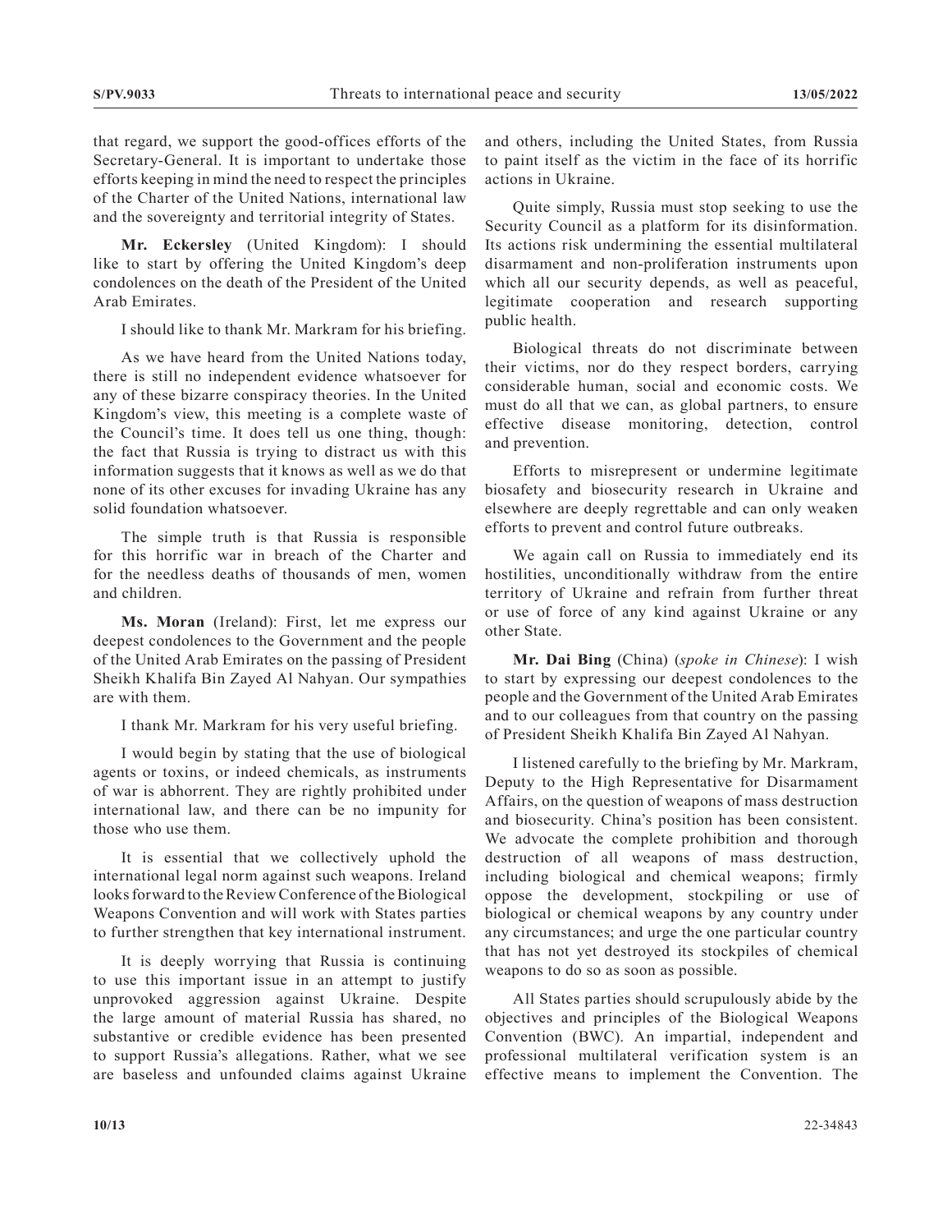that regard, we support the good-offices efforts of the Secretary-General. It is important to undertake those efforts keeping in mind the need to respect the principles of the Charter of the United Nations, international law and the sovereignty and territorial integrity of States.

**Mr. Eckersley** (United Kingdom): I should like to start by offering the United Kingdom's deep condolences on the death of the President of the United Arab Emirates.

I should like to thank Mr. Markram for his briefing.

As we have heard from the United Nations today, there is still no independent evidence whatsoever for any of these bizarre conspiracy theories. In the United Kingdom's view, this meeting is a complete waste of the Council's time. It does tell us one thing, though: the fact that Russia is trying to distract us with this information suggests that it knows as well as we do that none of its other excuses for invading Ukraine has any solid foundation whatsoever.

The simple truth is that Russia is responsible for this horrific war in breach of the Charter and for the needless deaths of thousands of men, women and children.

**Ms. Moran** (Ireland): First, let me express our deepest condolences to the Government and the people of the United Arab Emirates on the passing of President Sheikh Khalifa Bin Zayed Al Nahyan. Our sympathies are with them.

I thank Mr. Markram for his very useful briefing.

I would begin by stating that the use of biological agents or toxins, or indeed chemicals, as instruments of war is abhorrent. They are rightly prohibited under international law, and there can be no impunity for those who use them.

It is essential that we collectively uphold the international legal norm against such weapons. Ireland looks forward to the Review Conference of the Biological Weapons Convention and will work with States parties to further strengthen that key international instrument.

It is deeply worrying that Russia is continuing to use this important issue in an attempt to justify unprovoked aggression against Ukraine. Despite the large amount of material Russia has shared, no substantive or credible evidence has been presented to support Russia's allegations. Rather, what we see are baseless and unfounded claims against Ukraine and others, including the United States, from Russia to paint itself as the victim in the face of its horrific actions in Ukraine.

Quite simply, Russia must stop seeking to use the Security Council as a platform for its disinformation. Its actions risk undermining the essential multilateral disarmament and non-proliferation instruments upon which all our security depends, as well as peaceful, legitimate cooperation and research supporting public health.

Biological threats do not discriminate between their victims, nor do they respect borders, carrying considerable human, social and economic costs. We must do all that we can, as global partners, to ensure effective disease monitoring, detection, control and prevention.

Efforts to misrepresent or undermine legitimate biosafety and biosecurity research in Ukraine and elsewhere are deeply regrettable and can only weaken efforts to prevent and control future outbreaks.

We again call on Russia to immediately end its hostilities, unconditionally withdraw from the entire territory of Ukraine and refrain from further threat or use of force of any kind against Ukraine or any other State.

**Mr. Dai Bing** (China) (*spoke in Chinese*): I wish to start by expressing our deepest condolences to the people and the Government of the United Arab Emirates and to our colleagues from that country on the passing of President Sheikh Khalifa Bin Zayed Al Nahyan.

I listened carefully to the briefing by Mr. Markram, Deputy to the High Representative for Disarmament Affairs, on the question of weapons of mass destruction and biosecurity. China's position has been consistent. We advocate the complete prohibition and thorough destruction of all weapons of mass destruction, including biological and chemical weapons; firmly oppose the development, stockpiling or use of biological or chemical weapons by any country under any circumstances; and urge the one particular country that has not yet destroyed its stockpiles of chemical weapons to do so as soon as possible.

All States parties should scrupulously abide by the objectives and principles of the Biological Weapons Convention (BWC). An impartial, independent and professional multilateral verification system is an effective means to implement the Convention. The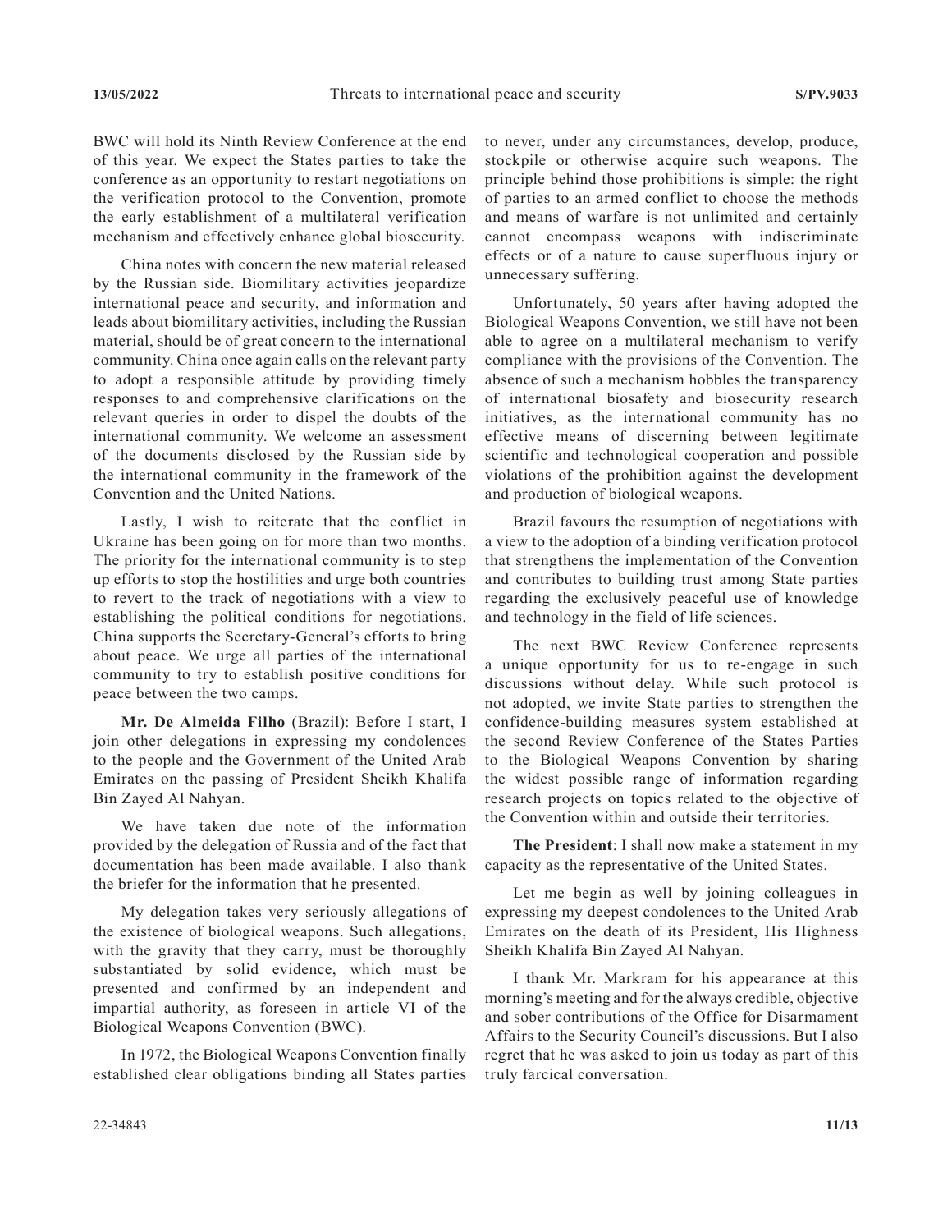BWC will hold its Ninth Review Conference at the end of this year. We expect the States parties to take the conference as an opportunity to restart negotiations on the verification protocol to the Convention, promote the early establishment of a multilateral verification mechanism and effectively enhance global biosecurity.

China notes with concern the new material released by the Russian side. Biomilitary activities jeopardize international peace and security, and information and leads about biomilitary activities, including the Russian material, should be of great concern to the international community. China once again calls on the relevant party to adopt a responsible attitude by providing timely responses to and comprehensive clarifications on the relevant queries in order to dispel the doubts of the international community. We welcome an assessment of the documents disclosed by the Russian side by the international community in the framework of the Convention and the United Nations.

Lastly, I wish to reiterate that the conflict in Ukraine has been going on for more than two months. The priority for the international community is to step up efforts to stop the hostilities and urge both countries to revert to the track of negotiations with a view to establishing the political conditions for negotiations. China supports the Secretary-General's efforts to bring about peace. We urge all parties of the international community to try to establish positive conditions for peace between the two camps.

**Mr. De Almeida Filho** (Brazil): Before I start, I join other delegations in expressing my condolences to the people and the Government of the United Arab Emirates on the passing of President Sheikh Khalifa Bin Zayed Al Nahyan.

We have taken due note of the information provided by the delegation of Russia and of the fact that documentation has been made available. I also thank the briefer for the information that he presented.

My delegation takes very seriously allegations of the existence of biological weapons. Such allegations, with the gravity that they carry, must be thoroughly substantiated by solid evidence, which must be presented and confirmed by an independent and impartial authority, as foreseen in article VI of the Biological Weapons Convention (BWC).

In 1972, the Biological Weapons Convention finally established clear obligations binding all States parties to never, under any circumstances, develop, produce, stockpile or otherwise acquire such weapons. The principle behind those prohibitions is simple: the right of parties to an armed conflict to choose the methods and means of warfare is not unlimited and certainly cannot encompass weapons with indiscriminate effects or of a nature to cause superfluous injury or unnecessary suffering.

Unfortunately, 50 years after having adopted the Biological Weapons Convention, we still have not been able to agree on a multilateral mechanism to verify compliance with the provisions of the Convention. The absence of such a mechanism hobbles the transparency of international biosafety and biosecurity research initiatives, as the international community has no effective means of discerning between legitimate scientific and technological cooperation and possible violations of the prohibition against the development and production of biological weapons.

Brazil favours the resumption of negotiations with a view to the adoption of a binding verification protocol that strengthens the implementation of the Convention and contributes to building trust among State parties regarding the exclusively peaceful use of knowledge and technology in the field of life sciences.

The next BWC Review Conference represents a unique opportunity for us to re-engage in such discussions without delay. While such protocol is not adopted, we invite State parties to strengthen the confidence-building measures system established at the second Review Conference of the States Parties to the Biological Weapons Convention by sharing the widest possible range of information regarding research projects on topics related to the objective of the Convention within and outside their territories.

**The President**: I shall now make a statement in my capacity as the representative of the United States.

Let me begin as well by joining colleagues in expressing my deepest condolences to the United Arab Emirates on the death of its President, His Highness Sheikh Khalifa Bin Zayed Al Nahyan.

I thank Mr. Markram for his appearance at this morning's meeting and for the always credible, objective and sober contributions of the Office for Disarmament Affairs to the Security Council's discussions. But I also regret that he was asked to join us today as part of this truly farcical conversation.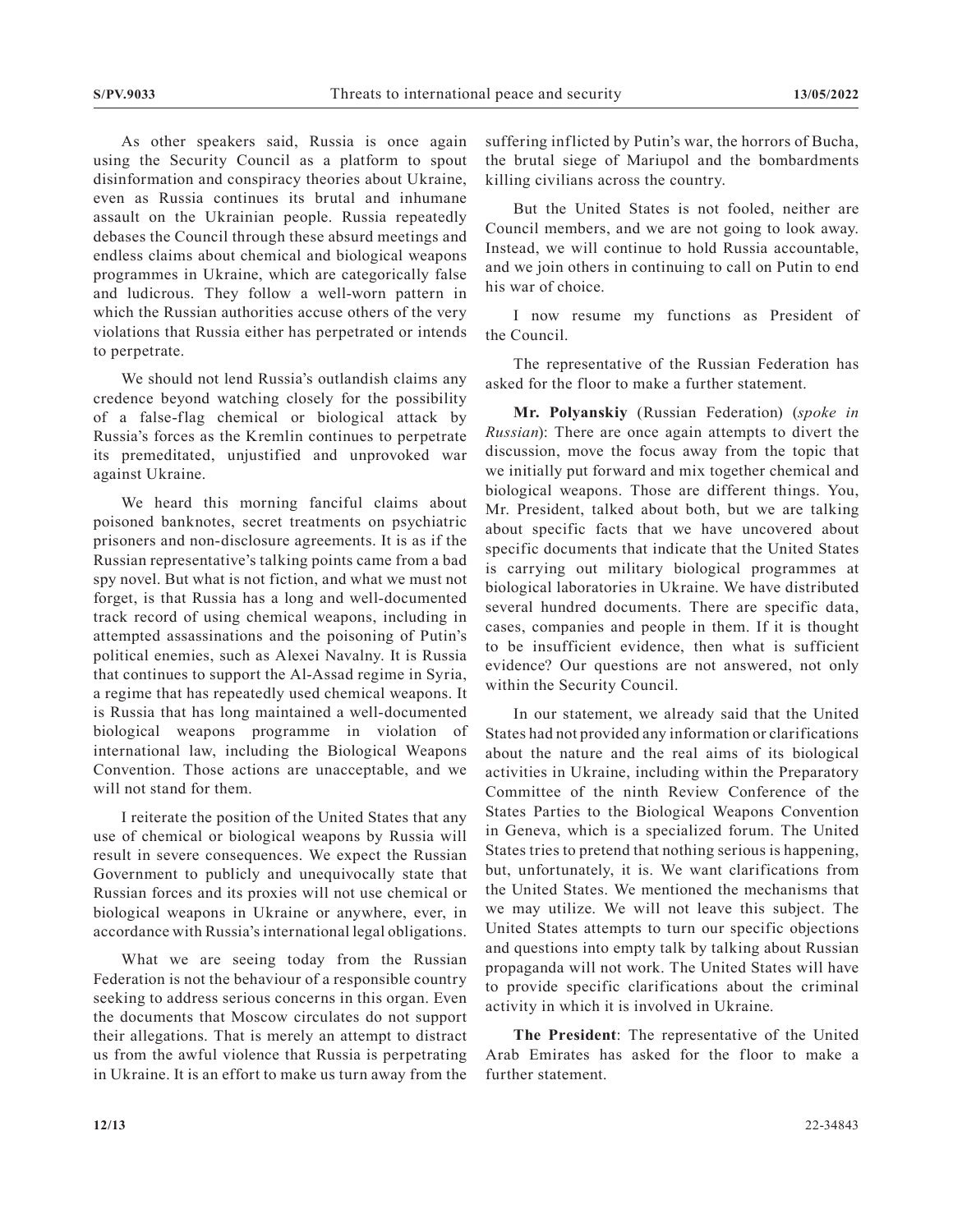As other speakers said, Russia is once again using the Security Council as a platform to spout disinformation and conspiracy theories about Ukraine, even as Russia continues its brutal and inhumane assault on the Ukrainian people. Russia repeatedly debases the Council through these absurd meetings and endless claims about chemical and biological weapons programmes in Ukraine, which are categorically false and ludicrous. They follow a well-worn pattern in which the Russian authorities accuse others of the very violations that Russia either has perpetrated or intends to perpetrate.

We should not lend Russia's outlandish claims any credence beyond watching closely for the possibility of a false-flag chemical or biological attack by Russia's forces as the Kremlin continues to perpetrate its premeditated, unjustified and unprovoked war against Ukraine.

We heard this morning fanciful claims about poisoned banknotes, secret treatments on psychiatric prisoners and non-disclosure agreements. It is as if the Russian representative's talking points came from a bad spy novel. But what is not fiction, and what we must not forget, is that Russia has a long and well-documented track record of using chemical weapons, including in attempted assassinations and the poisoning of Putin's political enemies, such as Alexei Navalny. It is Russia that continues to support the Al-Assad regime in Syria, a regime that has repeatedly used chemical weapons. It is Russia that has long maintained a well-documented biological weapons programme in violation of international law, including the Biological Weapons Convention. Those actions are unacceptable, and we will not stand for them.

I reiterate the position of the United States that any use of chemical or biological weapons by Russia will result in severe consequences. We expect the Russian Government to publicly and unequivocally state that Russian forces and its proxies will not use chemical or biological weapons in Ukraine or anywhere, ever, in accordance with Russia's international legal obligations.

What we are seeing today from the Russian Federation is not the behaviour of a responsible country seeking to address serious concerns in this organ. Even the documents that Moscow circulates do not support their allegations. That is merely an attempt to distract us from the awful violence that Russia is perpetrating in Ukraine. It is an effort to make us turn away from the suffering inflicted by Putin's war, the horrors of Bucha, the brutal siege of Mariupol and the bombardments killing civilians across the country.

But the United States is not fooled, neither are Council members, and we are not going to look away. Instead, we will continue to hold Russia accountable, and we join others in continuing to call on Putin to end his war of choice.

I now resume my functions as President of the Council.

The representative of the Russian Federation has asked for the floor to make a further statement.

**Mr. Polyanskiy** (Russian Federation) (*spoke in Russian*): There are once again attempts to divert the discussion, move the focus away from the topic that we initially put forward and mix together chemical and biological weapons. Those are different things. You, Mr. President, talked about both, but we are talking about specific facts that we have uncovered about specific documents that indicate that the United States is carrying out military biological programmes at biological laboratories in Ukraine. We have distributed several hundred documents. There are specific data, cases, companies and people in them. If it is thought to be insufficient evidence, then what is sufficient evidence? Our questions are not answered, not only within the Security Council.

In our statement, we already said that the United States had not provided any information or clarifications about the nature and the real aims of its biological activities in Ukraine, including within the Preparatory Committee of the ninth Review Conference of the States Parties to the Biological Weapons Convention in Geneva, which is a specialized forum. The United States tries to pretend that nothing serious is happening, but, unfortunately, it is. We want clarifications from the United States. We mentioned the mechanisms that we may utilize. We will not leave this subject. The United States attempts to turn our specific objections and questions into empty talk by talking about Russian propaganda will not work. The United States will have to provide specific clarifications about the criminal activity in which it is involved in Ukraine.

**The President**: The representative of the United Arab Emirates has asked for the floor to make a further statement.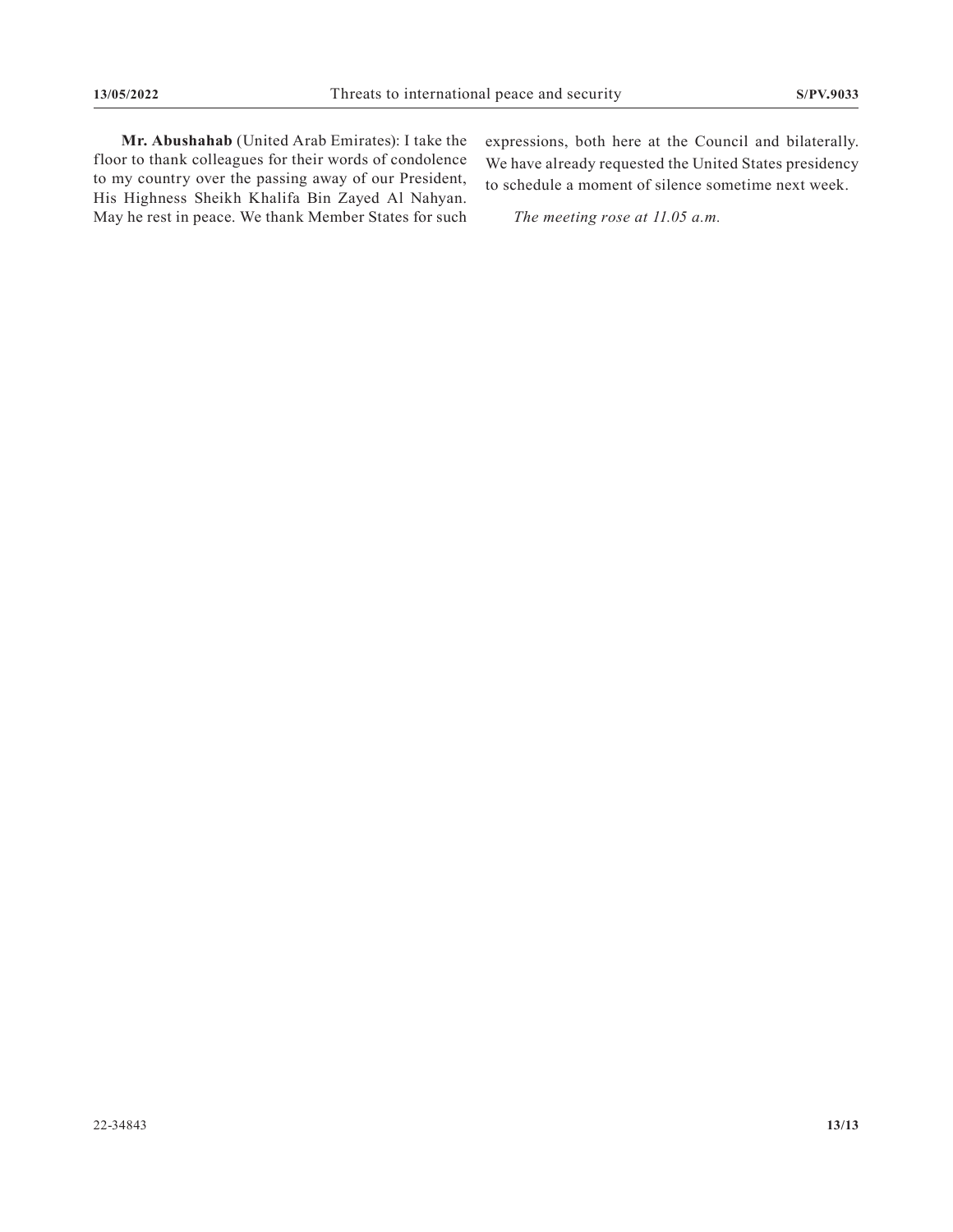**Mr. Abushahab** (United Arab Emirates): I take the floor to thank colleagues for their words of condolence to my country over the passing away of our President, His Highness Sheikh Khalifa Bin Zayed Al Nahyan. May he rest in peace. We thank Member States for such expressions, both here at the Council and bilaterally. We have already requested the United States presidency to schedule a moment of silence sometime next week.

*The meeting rose at 11.05 a.m.*